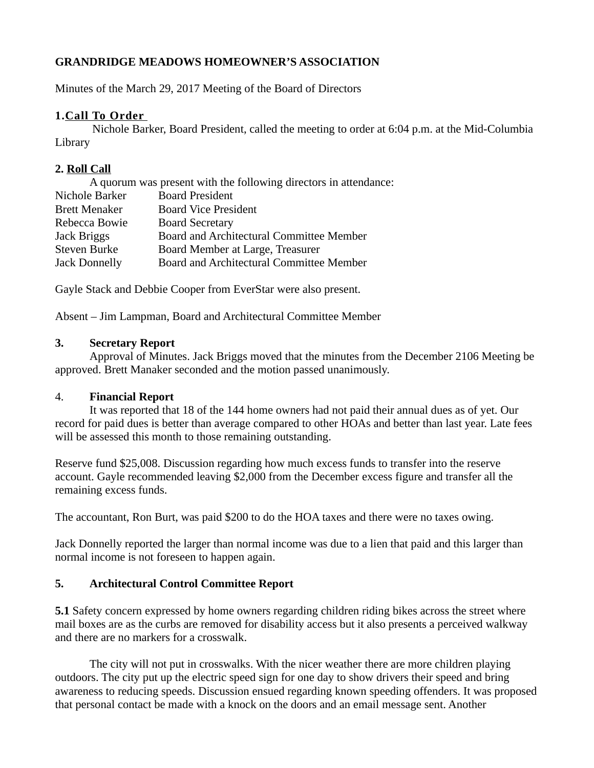**GRANDRIDGE MEADOWS HOMEOWNER'S ASSOCIATION**

Minutes of the March 29, 2017 Meeting of the Board of Directors

**1.Call To Order**

Nichole Barker, Board President, called the meeting to order at 6:04 p.m. at the Mid-Columbia Library

**2. Roll Call**

A quorum was present with the following directors in attendance:

| | |
|---|---|
| Nichole Barker | Board President |
| Brett Menaker | Board Vice President |
| Rebecca Bowie | Board Secretary |
| Jack Briggs | Board and Architectural Committee Member |
| Steven Burke | Board Member at Large, Treasurer |
| Jack Donnelly | Board and Architectural Committee Member |

Gayle Stack and Debbie Cooper from EverStar were also present.

Absent – Jim Lampman, Board and Architectural Committee Member

**3. Secretary Report**

Approval of Minutes. Jack Briggs moved that the minutes from the December 2106 Meeting be approved. Brett Manaker seconded and the motion passed unanimously.

4. **Financial Report**

It was reported that 18 of the 144 home owners had not paid their annual dues as of yet. Our record for paid dues is better than average compared to other HOAs and better than last year. Late fees will be assessed this month to those remaining outstanding.

Reserve fund $25,008. Discussion regarding how much excess funds to transfer into the reserve account. Gayle recommended leaving $2,000 from the December excess figure and transfer all the remaining excess funds.

The accountant, Ron Burt, was paid $200 to do the HOA taxes and there were no taxes owing.

Jack Donnelly reported the larger than normal income was due to a lien that paid and this larger than normal income is not foreseen to happen again.

**5. Architectural Control Committee Report**

**5.1** Safety concern expressed by home owners regarding children riding bikes across the street where mail boxes are as the curbs are removed for disability access but it also presents a perceived walkway and there are no markers for a crosswalk.

The city will not put in crosswalks. With the nicer weather there are more children playing outdoors. The city put up the electric speed sign for one day to show drivers their speed and bring awareness to reducing speeds. Discussion ensued regarding known speeding offenders. It was proposed that personal contact be made with a knock on the doors and an email message sent. Another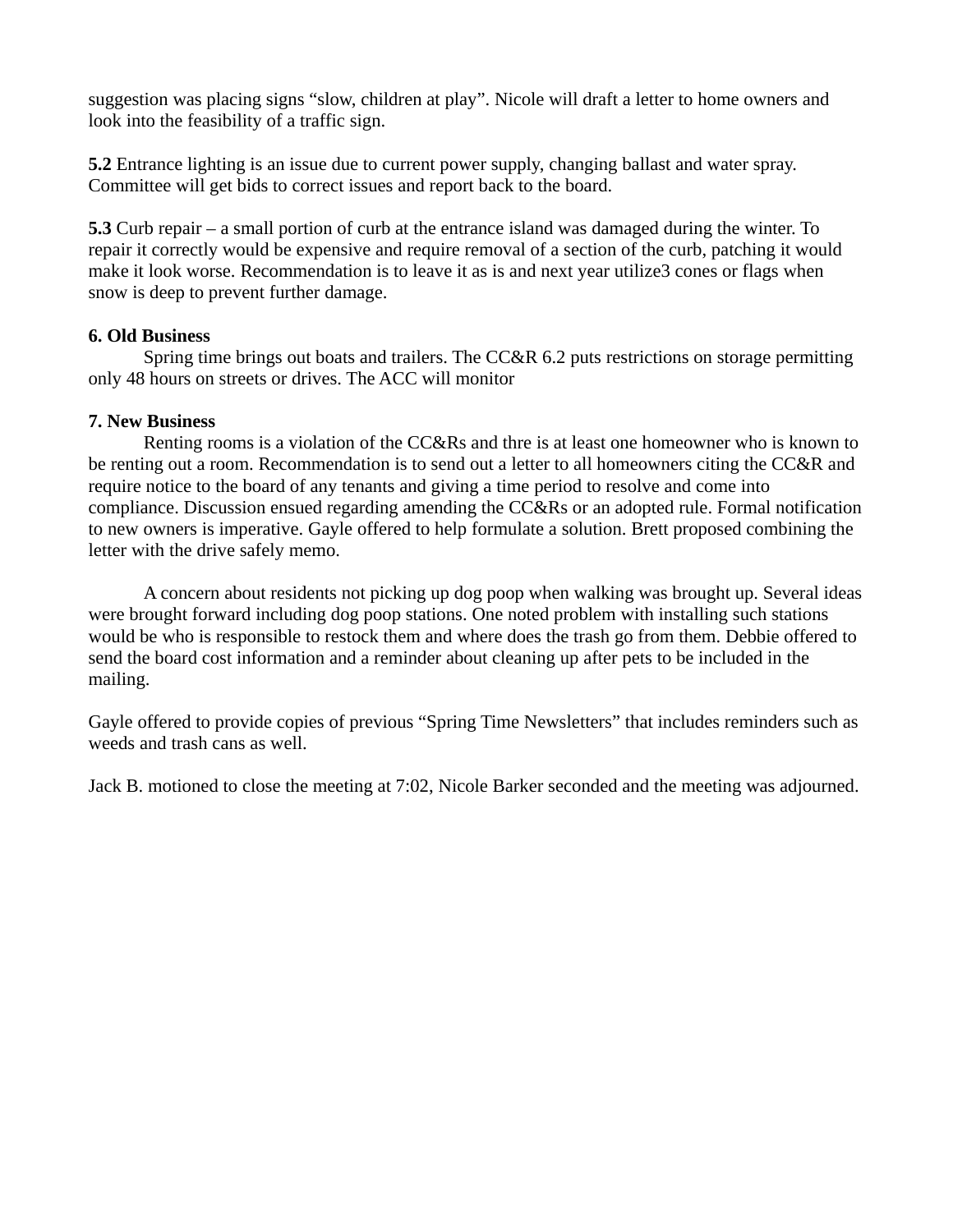suggestion was placing signs "slow, children at play". Nicole will draft a letter to home owners and look into the feasibility of a traffic sign.

**5.2** Entrance lighting is an issue due to current power supply, changing ballast and water spray. Committee will get bids to correct issues and report back to the board.

**5.3** Curb repair – a small portion of curb at the entrance island was damaged during the winter. To repair it correctly would be expensive and require removal of a section of the curb, patching it would make it look worse. Recommendation is to leave it as is and next year utilize3 cones or flags when snow is deep to prevent further damage.

**6. Old Business**

Spring time brings out boats and trailers. The CC&R 6.2 puts restrictions on storage permitting only 48 hours on streets or drives. The ACC will monitor

**7. New Business**

Renting rooms is a violation of the CC&Rs and thre is at least one homeowner who is known to be renting out a room. Recommendation is to send out a letter to all homeowners citing the CC&R and require notice to the board of any tenants and giving a time period to resolve and come into compliance. Discussion ensued regarding amending the CC&Rs or an adopted rule. Formal notification to new owners is imperative. Gayle offered to help formulate a solution. Brett proposed combining the letter with the drive safely memo.

A concern about residents not picking up dog poop when walking was brought up. Several ideas were brought forward including dog poop stations. One noted problem with installing such stations would be who is responsible to restock them and where does the trash go from them. Debbie offered to send the board cost information and a reminder about cleaning up after pets to be included in the mailing.

Gayle offered to provide copies of previous "Spring Time Newsletters" that includes reminders such as weeds and trash cans as well.

Jack B. motioned to close the meeting at 7:02, Nicole Barker seconded and the meeting was adjourned.